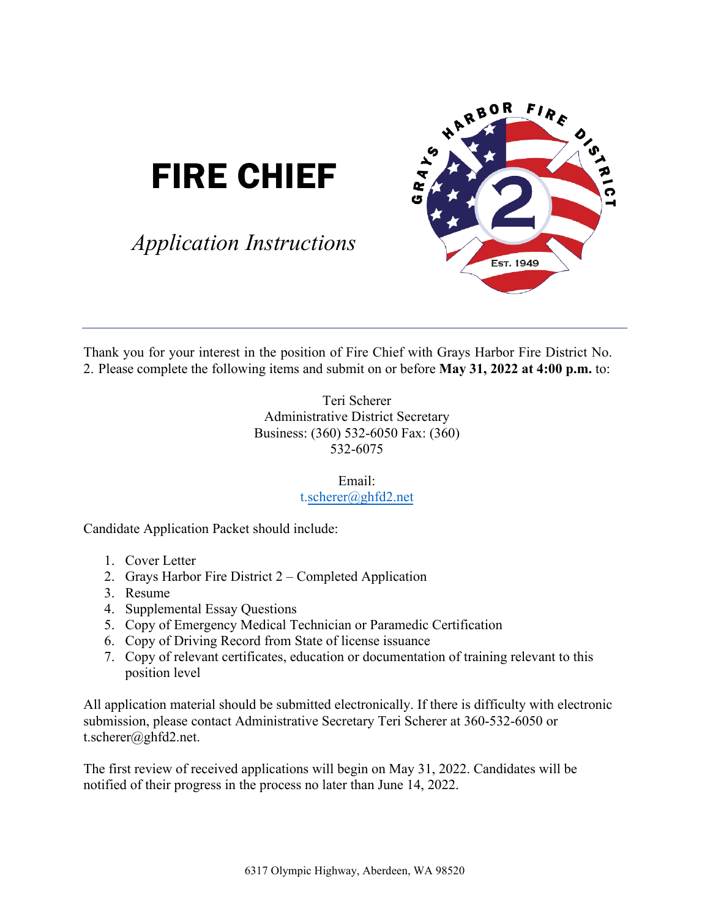# FIRE CHIEF

*Application Instructions*

---

Thank you for your interest in the position of Fire Chief with Grays Harbor Fire District No. 2. Please complete the following items and submit on or before **May 31, 2022 at 4:00 p.m.** to:

Teri Scherer
Administrative District Secretary
Business: (360) 532-6050 Fax: (360) 532-6075

Email:
t.scherer@ghfd2.net

Candidate Application Packet should include:

1. Cover Letter
2. Grays Harbor Fire District 2 – Completed Application
3. Resume
4. Supplemental Essay Questions
5. Copy of Emergency Medical Technician or Paramedic Certification
6. Copy of Driving Record from State of license issuance
7. Copy of relevant certificates, education or documentation of training relevant to this position level

All application material should be submitted electronically. If there is difficulty with electronic submission, please contact Administrative Secretary Teri Scherer at 360-532-6050 or t.scherer@ghfd2.net.

The first review of received applications will begin on May 31, 2022. Candidates will be notified of their progress in the process no later than June 14, 2022.

6317 Olympic Highway, Aberdeen, WA 98520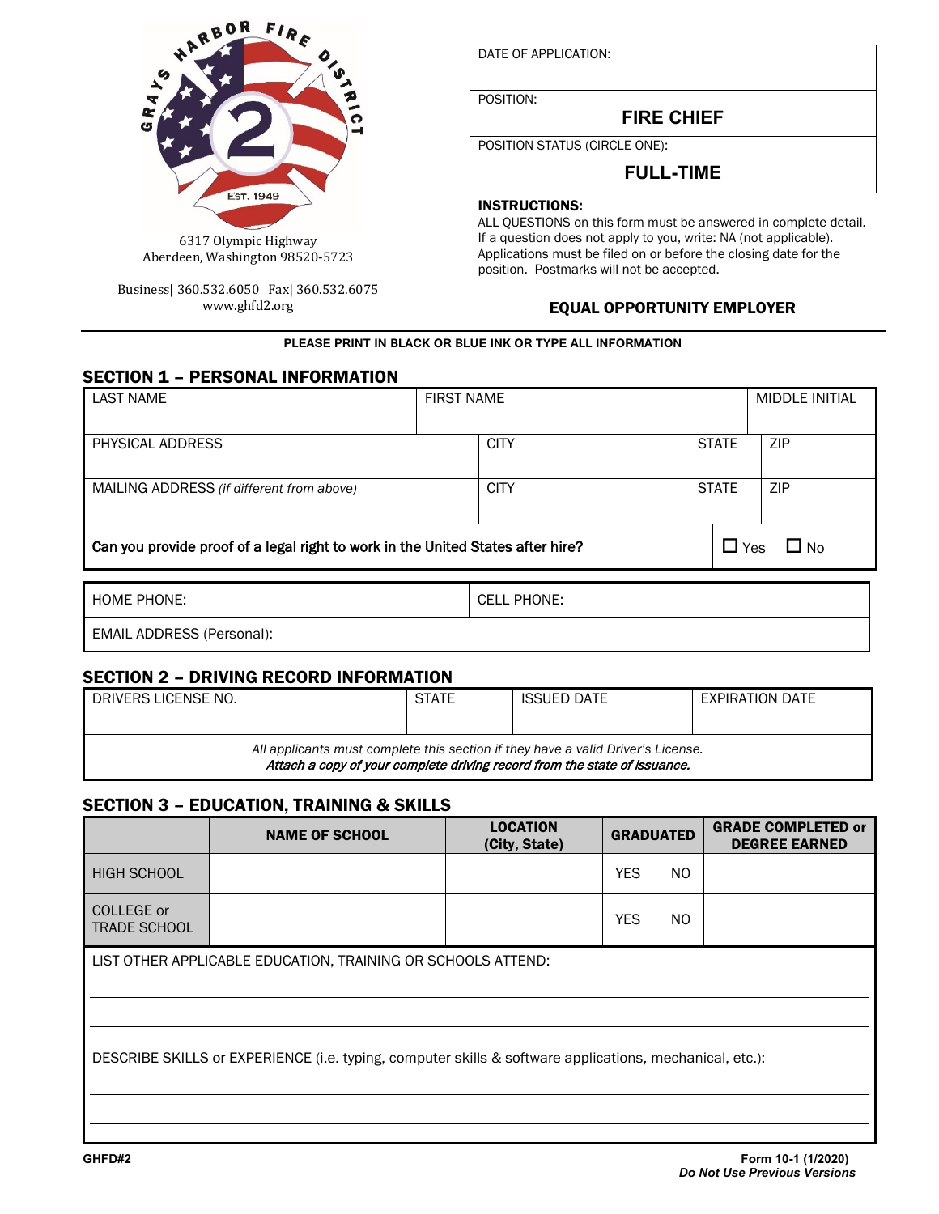6317 Olympic Highway
Aberdeen, Washington 98520-5723

Business| 360.532.6050 Fax| 360.532.6075
www.ghfd2.org

| DATE OF APPLICATION: |
|---|
| POSITION: **FIRE CHIEF** |
| POSITION STATUS (CIRCLE ONE): **FULL-TIME** |

**INSTRUCTIONS:**
ALL QUESTIONS on this form must be answered in complete detail. If a question does not apply to you, write: NA (not applicable). Applications must be filed on or before the closing date for the position. Postmarks will not be accepted.

**EQUAL OPPORTUNITY EMPLOYER**

**PLEASE PRINT IN BLACK OR BLUE INK OR TYPE ALL INFORMATION**

## SECTION 1 – PERSONAL INFORMATION

| LAST NAME | FIRST NAME | | MIDDLE INITIAL |
|---|---|---|---|
| PHYSICAL ADDRESS | CITY | STATE | ZIP |
| MAILING ADDRESS *(if different from above)* | CITY | STATE | ZIP |

Can you provide proof of a legal right to work in the United States after hire? ☐ Yes ☐ No

| HOME PHONE: | CELL PHONE: |
|---|---|
| EMAIL ADDRESS (Personal): | |

## SECTION 2 – DRIVING RECORD INFORMATION

| DRIVERS LICENSE NO. | STATE | ISSUED DATE | EXPIRATION DATE |
|---|---|---|---|
| | | | |

*All applicants must complete this section if they have a valid Driver's License.*
***Attach a copy of your complete driving record from the state of issuance.***

## SECTION 3 – EDUCATION, TRAINING & SKILLS

| | NAME OF SCHOOL | LOCATION (City, State) | GRADUATED | GRADE COMPLETED or DEGREE EARNED |
|---|---|---|---|---|
| HIGH SCHOOL | | | YES NO | |
| COLLEGE or TRADE SCHOOL | | | YES NO | |

LIST OTHER APPLICABLE EDUCATION, TRAINING OR SCHOOLS ATTEND:

DESCRIBE SKILLS or EXPERIENCE (i.e. typing, computer skills & software applications, mechanical, etc.):

GHFD#2

Form 10-1 (1/2020)
*Do Not Use Previous Versions*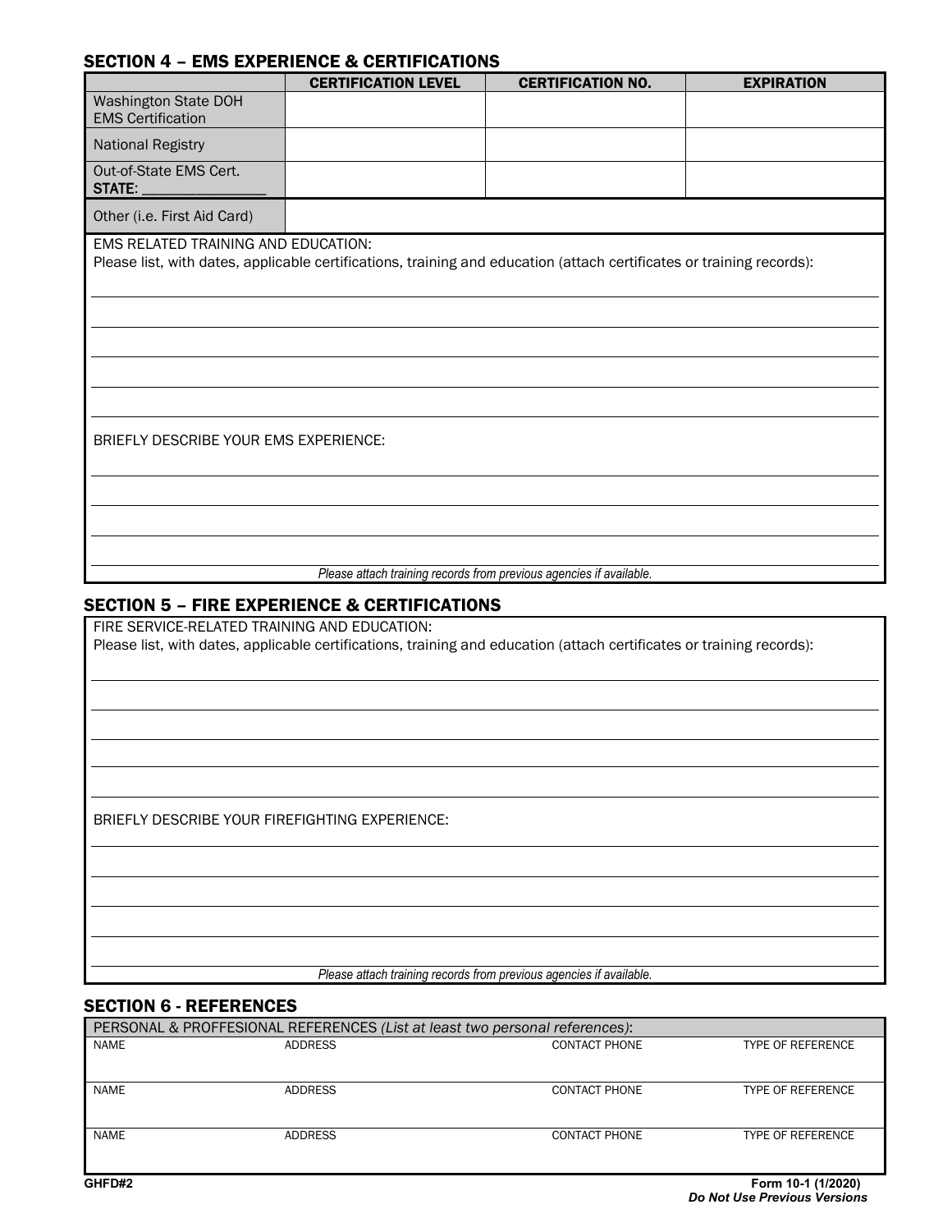## SECTION 4 – EMS EXPERIENCE & CERTIFICATIONS

| | CERTIFICATION LEVEL | CERTIFICATION NO. | EXPIRATION |
|---|---|---|---|
| Washington State DOH EMS Certification | | | |
| National Registry | | | |
| Out-of-State EMS Cert. STATE: ________________ | | | |
| Other (i.e. First Aid Card) | | | |

EMS RELATED TRAINING AND EDUCATION:
Please list, with dates, applicable certifications, training and education (attach certificates or training records):

BRIEFLY DESCRIBE YOUR EMS EXPERIENCE:

*Please attach training records from previous agencies if available.*

## SECTION 5 – FIRE EXPERIENCE & CERTIFICATIONS

FIRE SERVICE-RELATED TRAINING AND EDUCATION:
Please list, with dates, applicable certifications, training and education (attach certificates or training records):

BRIEFLY DESCRIBE YOUR FIREFIGHTING EXPERIENCE:

*Please attach training records from previous agencies if available.*

## SECTION 6 - REFERENCES

PERSONAL & PROFFESIONAL REFERENCES *(List at least two personal references)*:

| NAME | ADDRESS | CONTACT PHONE | TYPE OF REFERENCE |
|---|---|---|---|
| NAME | ADDRESS | CONTACT PHONE | TYPE OF REFERENCE |
| NAME | ADDRESS | CONTACT PHONE | TYPE OF REFERENCE |

GHFD#2

**Form 10-1 (1/2020)**
***Do Not Use Previous Versions***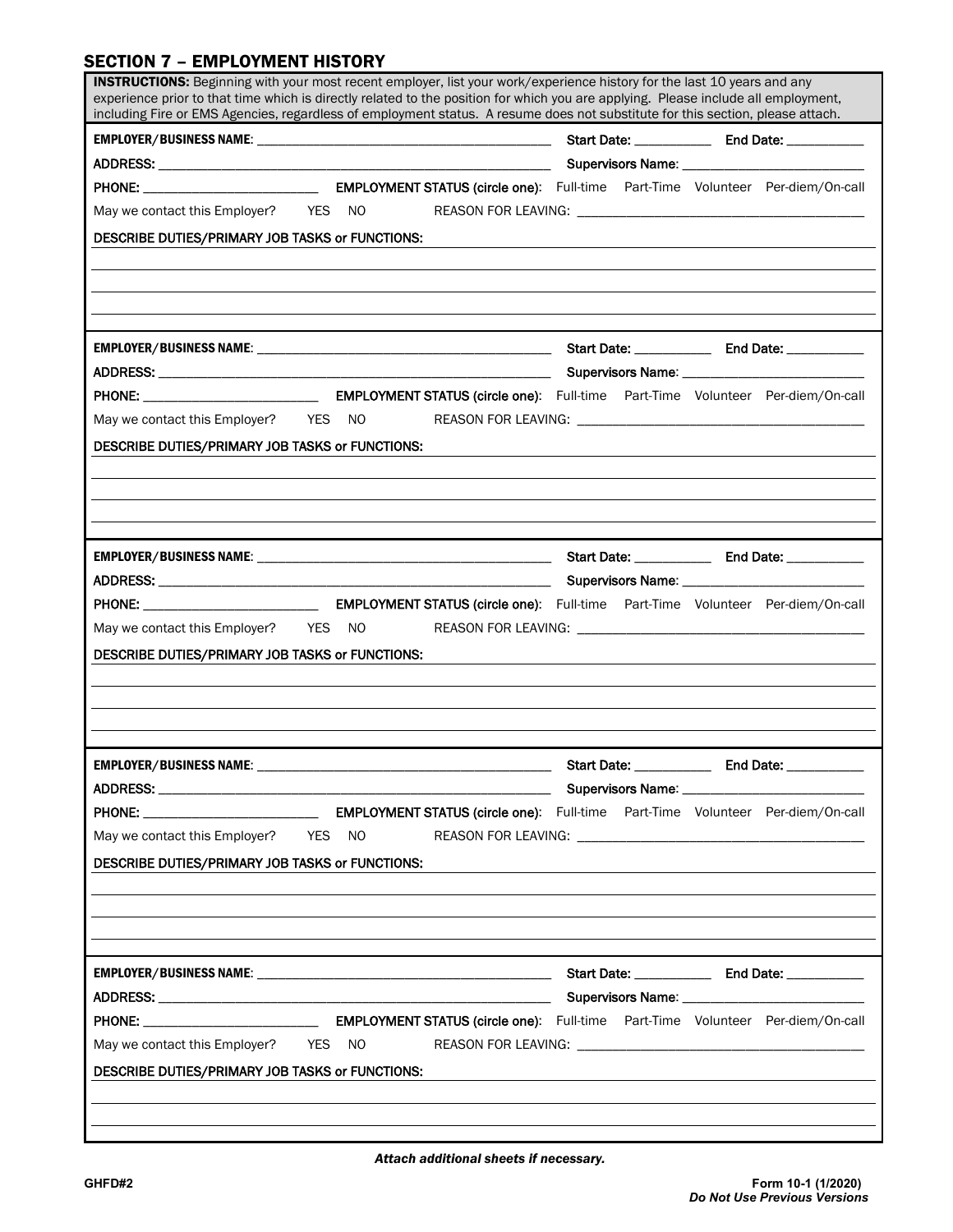## SECTION 7 – EMPLOYMENT HISTORY

**INSTRUCTIONS:** Beginning with your most recent employer, list your work/experience history for the last 10 years and any experience prior to that time which is directly related to the position for which you are applying. Please include all employment, including Fire or EMS Agencies, regardless of employment status. A resume does not substitute for this section, please attach.

**EMPLOYER/BUSINESS NAME**: ___________________________________________ **Start Date:** ___________ **End Date:** ___________

**ADDRESS:** ___________________________________________________________ **Supervisors Name**: __________________________

**PHONE:** _________________________ **EMPLOYMENT STATUS (circle one)**: Full-time Part-Time Volunteer Per-diem/On-call

May we contact this Employer? YES NO REASON FOR LEAVING: ________________________________________

**DESCRIBE DUTIES/PRIMARY JOB TASKS or FUNCTIONS:**

---

**EMPLOYER/BUSINESS NAME**: ___________________________________________ **Start Date:** ___________ **End Date:** ___________

**ADDRESS:** ___________________________________________________________ **Supervisors Name**: __________________________

**PHONE:** _________________________ **EMPLOYMENT STATUS (circle one)**: Full-time Part-Time Volunteer Per-diem/On-call

May we contact this Employer? YES NO REASON FOR LEAVING: ________________________________________

**DESCRIBE DUTIES/PRIMARY JOB TASKS or FUNCTIONS:**

---

**EMPLOYER/BUSINESS NAME**: ___________________________________________ **Start Date:** ___________ **End Date:** ___________

**ADDRESS:** ___________________________________________________________ **Supervisors Name**: __________________________

**PHONE:** _________________________ **EMPLOYMENT STATUS (circle one)**: Full-time Part-Time Volunteer Per-diem/On-call

May we contact this Employer? YES NO REASON FOR LEAVING: ________________________________________

**DESCRIBE DUTIES/PRIMARY JOB TASKS or FUNCTIONS:**

---

**EMPLOYER/BUSINESS NAME**: ___________________________________________ **Start Date:** ___________ **End Date:** ___________

**ADDRESS:** ___________________________________________________________ **Supervisors Name**: __________________________

**PHONE:** _________________________ **EMPLOYMENT STATUS (circle one)**: Full-time Part-Time Volunteer Per-diem/On-call

May we contact this Employer? YES NO REASON FOR LEAVING: ________________________________________

**DESCRIBE DUTIES/PRIMARY JOB TASKS or FUNCTIONS:**

---

**EMPLOYER/BUSINESS NAME**: ___________________________________________ **Start Date:** ___________ **End Date:** ___________

**ADDRESS:** ___________________________________________________________ **Supervisors Name**: __________________________

**PHONE:** _________________________ **EMPLOYMENT STATUS (circle one)**: Full-time Part-Time Volunteer Per-diem/On-call

May we contact this Employer? YES NO REASON FOR LEAVING: ________________________________________

**DESCRIBE DUTIES/PRIMARY JOB TASKS or FUNCTIONS:**

---

***Attach additional sheets if necessary.***

**GHFD#2**

**Form 10-1 (1/2020)**
***Do Not Use Previous Versions***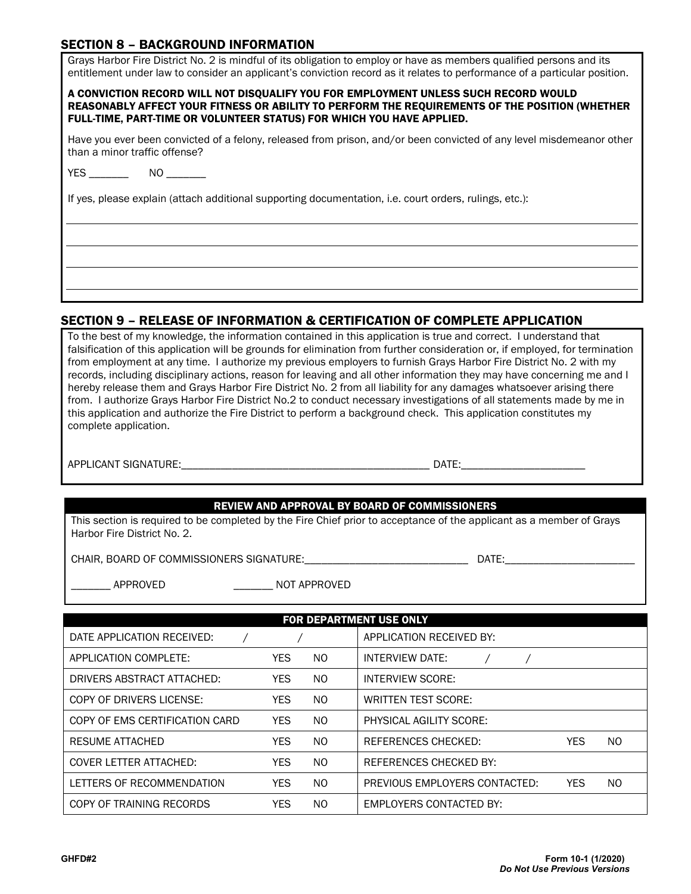## SECTION 8 – BACKGROUND INFORMATION

Grays Harbor Fire District No. 2 is mindful of its obligation to employ or have as members qualified persons and its entitlement under law to consider an applicant's conviction record as it relates to performance of a particular position.

**A CONVICTION RECORD WILL NOT DISQUALIFY YOU FOR EMPLOYMENT UNLESS SUCH RECORD WOULD REASONABLY AFFECT YOUR FITNESS OR ABILITY TO PERFORM THE REQUIREMENTS OF THE POSITION (WHETHER FULL-TIME, PART-TIME OR VOLUNTEER STATUS) FOR WHICH YOU HAVE APPLIED.**

Have you ever been convicted of a felony, released from prison, and/or been convicted of any level misdemeanor other than a minor traffic offense?

YES _______ NO _______

If yes, please explain (attach additional supporting documentation, i.e. court orders, rulings, etc.):

______________________________________________________________________________

______________________________________________________________________________

______________________________________________________________________________

______________________________________________________________________________

## SECTION 9 – RELEASE OF INFORMATION & CERTIFICATION OF COMPLETE APPLICATION

To the best of my knowledge, the information contained in this application is true and correct. I understand that falsification of this application will be grounds for elimination from further consideration or, if employed, for termination from employment at any time. I authorize my previous employers to furnish Grays Harbor Fire District No. 2 with my records, including disciplinary actions, reason for leaving and all other information they may have concerning me and I hereby release them and Grays Harbor Fire District No. 2 from all liability for any damages whatsoever arising there from. I authorize Grays Harbor Fire District No.2 to conduct necessary investigations of all statements made by me in this application and authorize the Fire District to perform a background check. This application constitutes my complete application.

APPLICANT SIGNATURE:_____________________________________________ DATE:_______________________

### REVIEW AND APPROVAL BY BOARD OF COMMISSIONERS

This section is required to be completed by the Fire Chief prior to acceptance of the applicant as a member of Grays Harbor Fire District No. 2.

CHAIR, BOARD OF COMMISSIONERS SIGNATURE:_____________________________ DATE:________________________

_______ APPROVED _______ NOT APPROVED

### FOR DEPARTMENT USE ONLY

| | | | | | | |
|---|---|---|---|---|---|---|
| DATE APPLICATION RECEIVED: / / | | | APPLICATION RECEIVED BY: | | | |
| APPLICATION COMPLETE: | YES | NO | INTERVIEW DATE: / / | | | |
| DRIVERS ABSTRACT ATTACHED: | YES | NO | INTERVIEW SCORE: | | | |
| COPY OF DRIVERS LICENSE: | YES | NO | WRITTEN TEST SCORE: | | | |
| COPY OF EMS CERTIFICATION CARD | YES | NO | PHYSICAL AGILITY SCORE: | | | |
| RESUME ATTACHED | YES | NO | REFERENCES CHECKED: | | YES | NO |
| COVER LETTER ATTACHED: | YES | NO | REFERENCES CHECKED BY: | | | |
| LETTERS OF RECOMMENDATION | YES | NO | PREVIOUS EMPLOYERS CONTACTED: | | YES | NO |
| COPY OF TRAINING RECORDS | YES | NO | EMPLOYERS CONTACTED BY: | | | |

GHFD#2

Form 10-1 (1/2020)
*Do Not Use Previous Versions*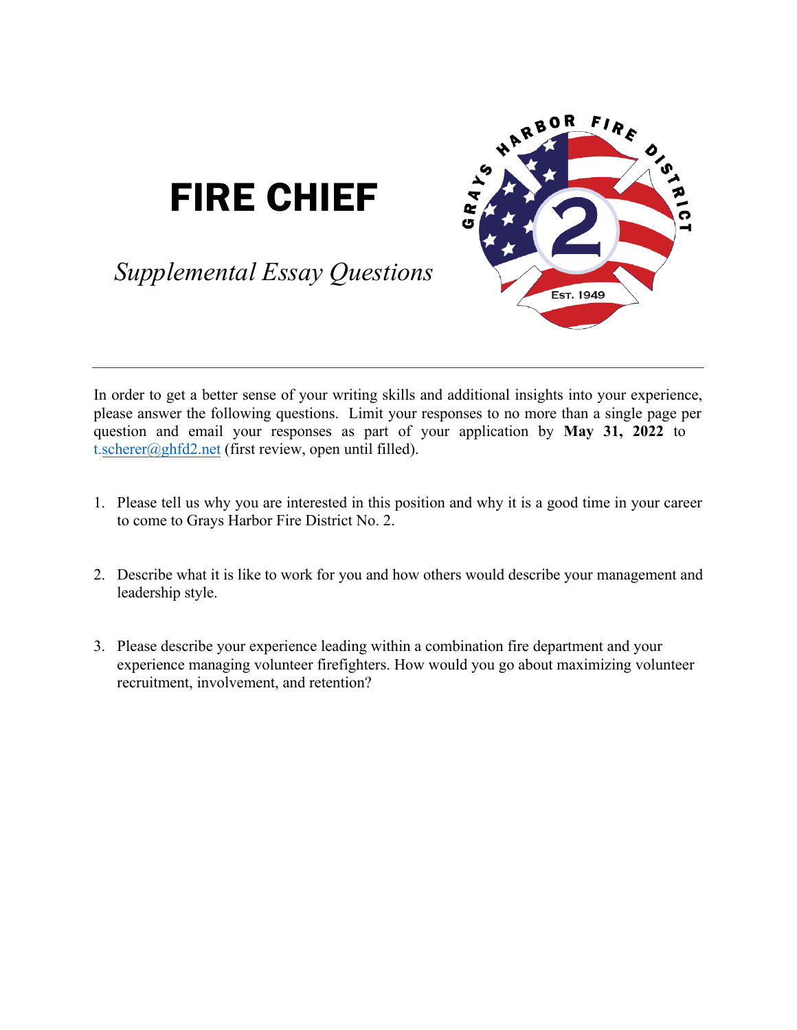# FIRE CHIEF

*Supplemental Essay Questions*

---

In order to get a better sense of your writing skills and additional insights into your experience, please answer the following questions. Limit your responses to no more than a single page per question and email your responses as part of your application by **May 31, 2022** to t.scherer@ghfd2.net (first review, open until filled).

1. Please tell us why you are interested in this position and why it is a good time in your career to come to Grays Harbor Fire District No. 2.

2. Describe what it is like to work for you and how others would describe your management and leadership style.

3. Please describe your experience leading within a combination fire department and your experience managing volunteer firefighters. How would you go about maximizing volunteer recruitment, involvement, and retention?